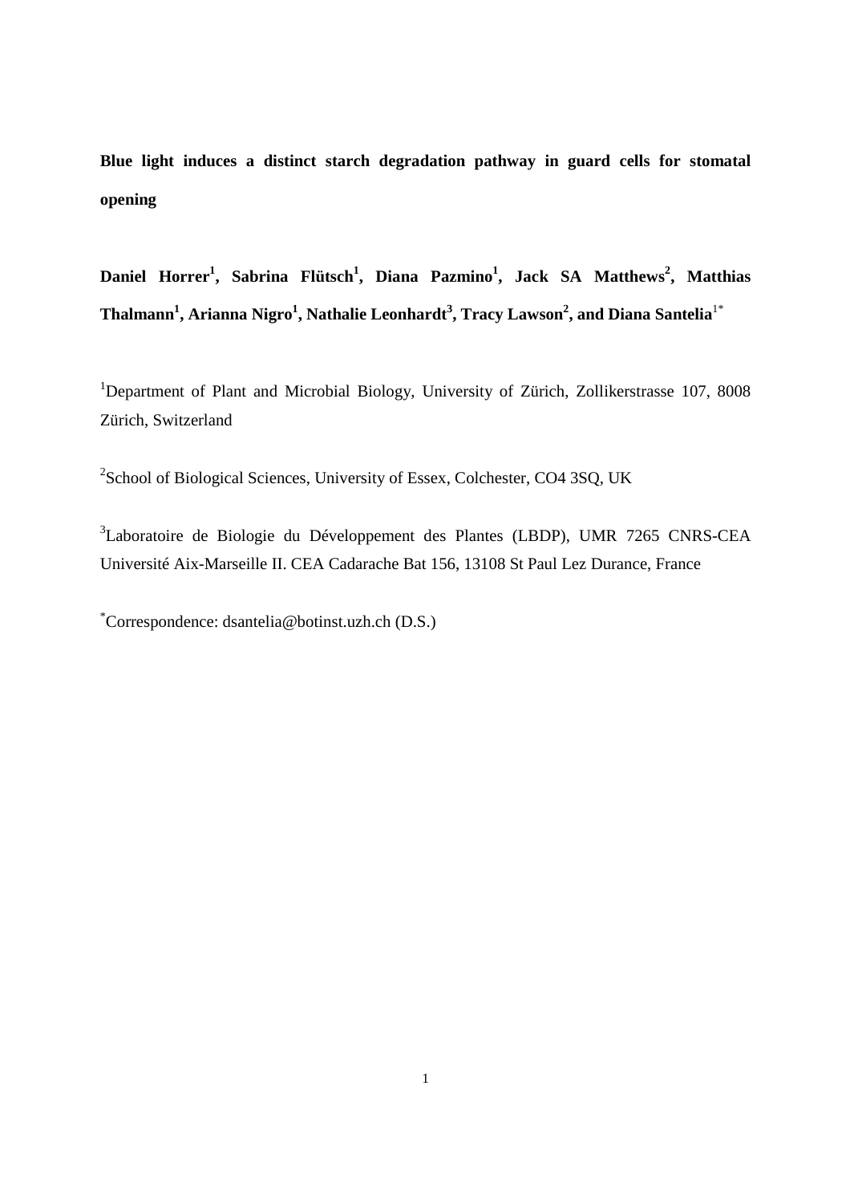# Blue light induces a distinct starch degradation pathway in guard cells for stomatal opening

**Daniel Horrer[1], Sabrina Flütsch[1], Diana Pazmino[1], Jack SA Matthews[2], Matthias Thalmann[1], Arianna Nigro[1], Nathalie Leonhardt[3], Tracy Lawson[2], and Diana Santelia[1*]**

[1]Department of Plant and Microbial Biology, University of Zürich, Zollikerstrasse 107, 8008 Zürich, Switzerland

[2]School of Biological Sciences, University of Essex, Colchester, CO4 3SQ, UK

[3]Laboratoire de Biologie du Développement des Plantes (LBDP), UMR 7265 CNRS-CEA Université Aix-Marseille II. CEA Cadarache Bat 156, 13108 St Paul Lez Durance, France

[*]Correspondence: dsantelia@botinst.uzh.ch (D.S.)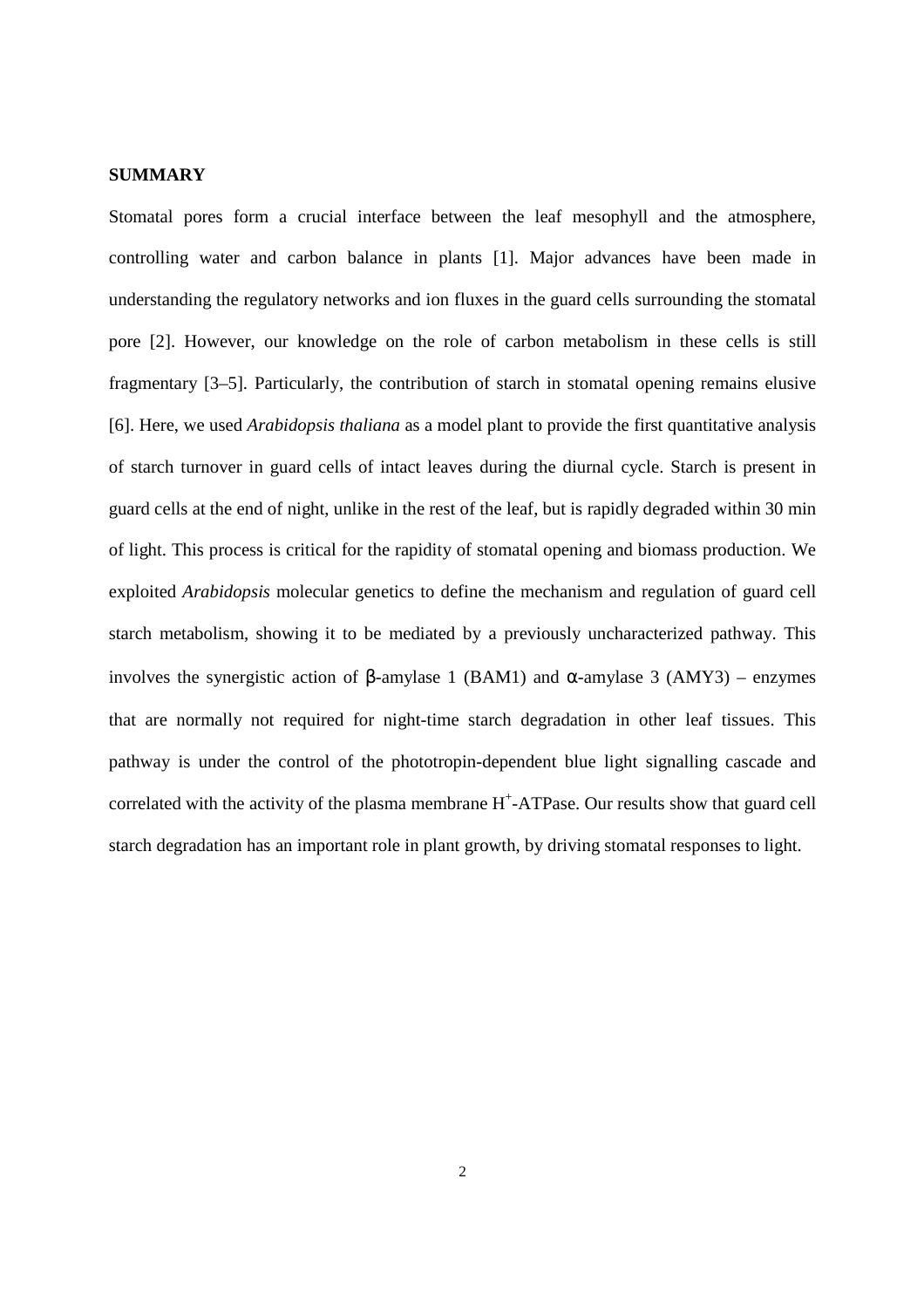## SUMMARY

Stomatal pores form a crucial interface between the leaf mesophyll and the atmosphere, controlling water and carbon balance in plants [1]. Major advances have been made in understanding the regulatory networks and ion fluxes in the guard cells surrounding the stomatal pore [2]. However, our knowledge on the role of carbon metabolism in these cells is still fragmentary [3–5]. Particularly, the contribution of starch in stomatal opening remains elusive [6]. Here, we used *Arabidopsis thaliana* as a model plant to provide the first quantitative analysis of starch turnover in guard cells of intact leaves during the diurnal cycle. Starch is present in guard cells at the end of night, unlike in the rest of the leaf, but is rapidly degraded within 30 min of light. This process is critical for the rapidity of stomatal opening and biomass production. We exploited *Arabidopsis* molecular genetics to define the mechanism and regulation of guard cell starch metabolism, showing it to be mediated by a previously uncharacterized pathway. This involves the synergistic action of β-amylase 1 (BAM1) and α-amylase 3 (AMY3) – enzymes that are normally not required for night-time starch degradation in other leaf tissues. This pathway is under the control of the phototropin-dependent blue light signalling cascade and correlated with the activity of the plasma membrane $H^+$-ATPase. Our results show that guard cell starch degradation has an important role in plant growth, by driving stomatal responses to light.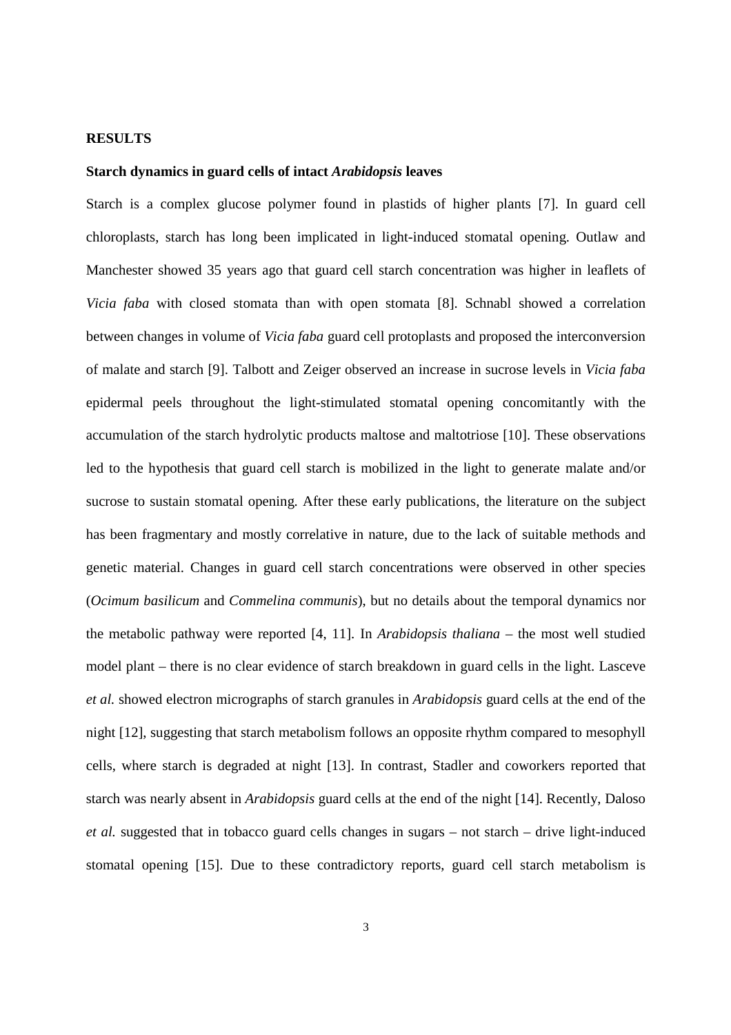# RESULTS

## Starch dynamics in guard cells of intact *Arabidopsis* leaves

Starch is a complex glucose polymer found in plastids of higher plants [7]. In guard cell chloroplasts, starch has long been implicated in light-induced stomatal opening. Outlaw and Manchester showed 35 years ago that guard cell starch concentration was higher in leaflets of *Vicia faba* with closed stomata than with open stomata [8]. Schnabl showed a correlation between changes in volume of *Vicia faba* guard cell protoplasts and proposed the interconversion of malate and starch [9]. Talbott and Zeiger observed an increase in sucrose levels in *Vicia faba* epidermal peels throughout the light-stimulated stomatal opening concomitantly with the accumulation of the starch hydrolytic products maltose and maltotriose [10]. These observations led to the hypothesis that guard cell starch is mobilized in the light to generate malate and/or sucrose to sustain stomatal opening. After these early publications, the literature on the subject has been fragmentary and mostly correlative in nature, due to the lack of suitable methods and genetic material. Changes in guard cell starch concentrations were observed in other species (*Ocimum basilicum* and *Commelina communis*), but no details about the temporal dynamics nor the metabolic pathway were reported [4, 11]. In *Arabidopsis thaliana* – the most well studied model plant – there is no clear evidence of starch breakdown in guard cells in the light. Lasceve *et al.* showed electron micrographs of starch granules in *Arabidopsis* guard cells at the end of the night [12], suggesting that starch metabolism follows an opposite rhythm compared to mesophyll cells, where starch is degraded at night [13]. In contrast, Stadler and coworkers reported that starch was nearly absent in *Arabidopsis* guard cells at the end of the night [14]. Recently, Daloso *et al.* suggested that in tobacco guard cells changes in sugars – not starch – drive light-induced stomatal opening [15]. Due to these contradictory reports, guard cell starch metabolism is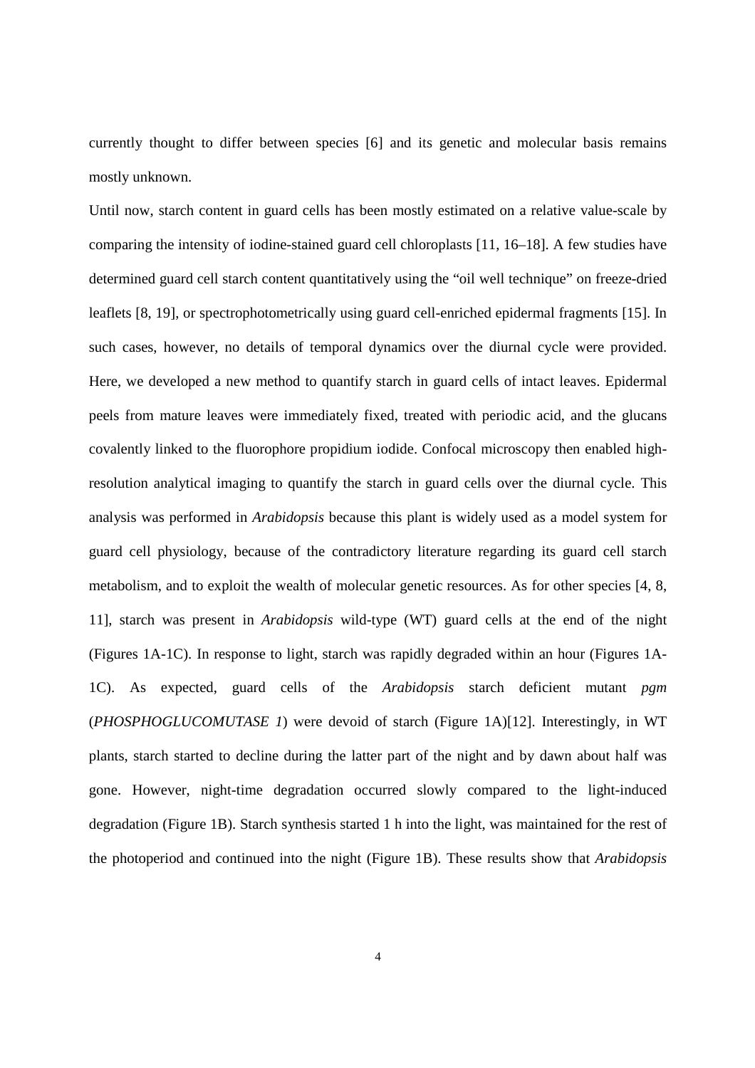currently thought to differ between species [6] and its genetic and molecular basis remains mostly unknown.

Until now, starch content in guard cells has been mostly estimated on a relative value-scale by comparing the intensity of iodine-stained guard cell chloroplasts [11, 16–18]. A few studies have determined guard cell starch content quantitatively using the "oil well technique" on freeze-dried leaflets [8, 19], or spectrophotometrically using guard cell-enriched epidermal fragments [15]. In such cases, however, no details of temporal dynamics over the diurnal cycle were provided. Here, we developed a new method to quantify starch in guard cells of intact leaves. Epidermal peels from mature leaves were immediately fixed, treated with periodic acid, and the glucans covalently linked to the fluorophore propidium iodide. Confocal microscopy then enabled high-resolution analytical imaging to quantify the starch in guard cells over the diurnal cycle. This analysis was performed in *Arabidopsis* because this plant is widely used as a model system for guard cell physiology, because of the contradictory literature regarding its guard cell starch metabolism, and to exploit the wealth of molecular genetic resources. As for other species [4, 8, 11], starch was present in *Arabidopsis* wild-type (WT) guard cells at the end of the night (Figures 1A-1C). In response to light, starch was rapidly degraded within an hour (Figures 1A-1C). As expected, guard cells of the *Arabidopsis* starch deficient mutant *pgm* (*PHOSPHOGLUCOMUTASE 1*) were devoid of starch (Figure 1A)[12]. Interestingly, in WT plants, starch started to decline during the latter part of the night and by dawn about half was gone. However, night-time degradation occurred slowly compared to the light-induced degradation (Figure 1B). Starch synthesis started 1 h into the light, was maintained for the rest of the photoperiod and continued into the night (Figure 1B). These results show that *Arabidopsis*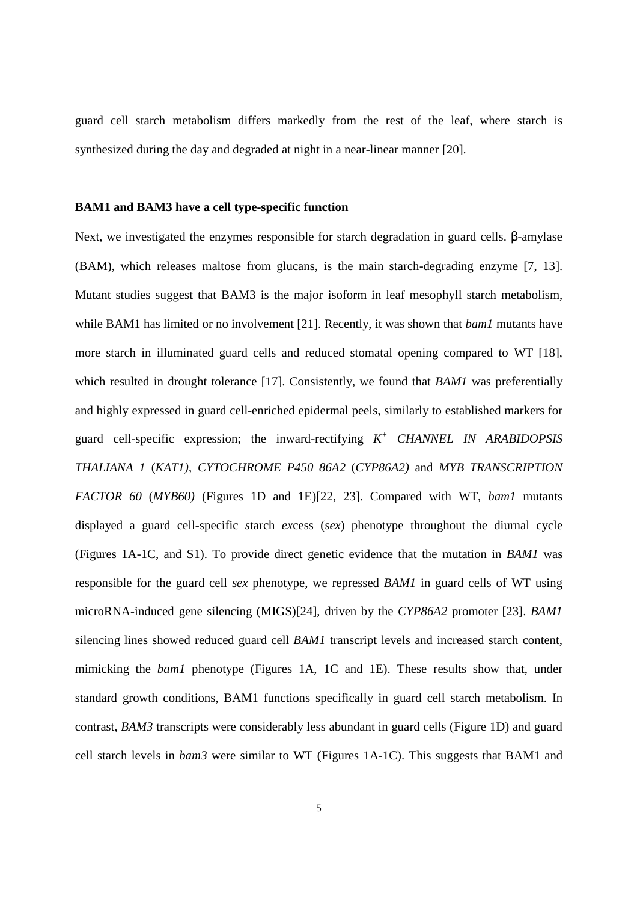guard cell starch metabolism differs markedly from the rest of the leaf, where starch is synthesized during the day and degraded at night in a near-linear manner [20].

### BAM1 and BAM3 have a cell type-specific function

Next, we investigated the enzymes responsible for starch degradation in guard cells. β-amylase (BAM), which releases maltose from glucans, is the main starch-degrading enzyme [7, 13]. Mutant studies suggest that BAM3 is the major isoform in leaf mesophyll starch metabolism, while BAM1 has limited or no involvement [21]. Recently, it was shown that *bam1* mutants have more starch in illuminated guard cells and reduced stomatal opening compared to WT [18], which resulted in drought tolerance [17]. Consistently, we found that *BAM1* was preferentially and highly expressed in guard cell-enriched epidermal peels, similarly to established markers for guard cell-specific expression; the inward-rectifying *$K^+$ CHANNEL IN ARABIDOPSIS THALIANA 1* (*KAT1*), *CYTOCHROME P450 86A2* (*CYP86A2)* and *MYB TRANSCRIPTION FACTOR 60* (*MYB60)* (Figures 1D and 1E)[22, 23]. Compared with WT, *bam1* mutants displayed a guard cell-specific *s*tarch *ex*cess (*sex*) phenotype throughout the diurnal cycle (Figures 1A-1C, and S1). To provide direct genetic evidence that the mutation in *BAM1* was responsible for the guard cell *sex* phenotype, we repressed *BAM1* in guard cells of WT using microRNA-induced gene silencing (MIGS)[24], driven by the *CYP86A2* promoter [23]. *BAM1* silencing lines showed reduced guard cell *BAM1* transcript levels and increased starch content, mimicking the *bam1* phenotype (Figures 1A, 1C and 1E). These results show that, under standard growth conditions, BAM1 functions specifically in guard cell starch metabolism. In contrast, *BAM3* transcripts were considerably less abundant in guard cells (Figure 1D) and guard cell starch levels in *bam3* were similar to WT (Figures 1A-1C). This suggests that BAM1 and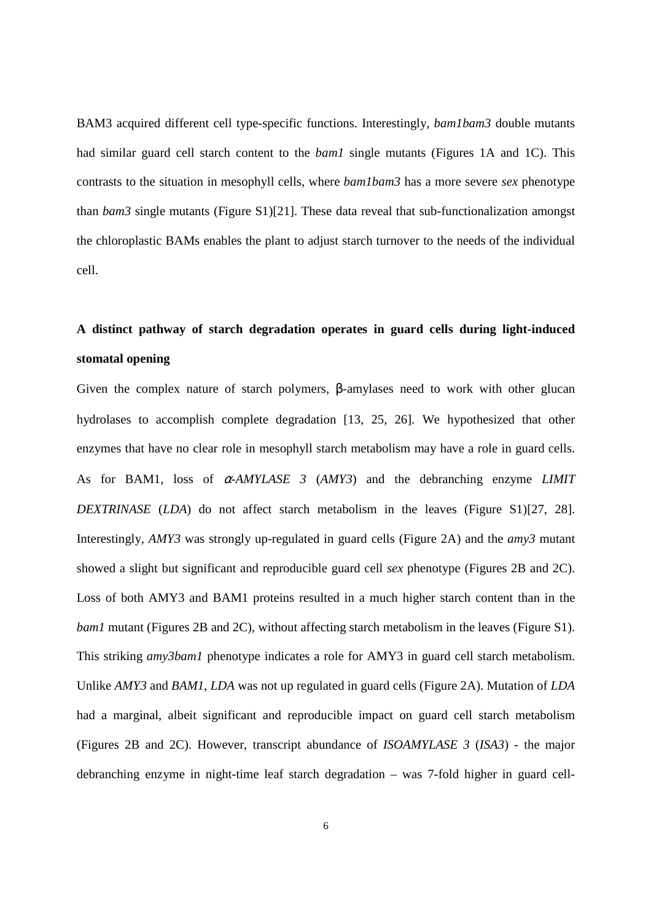BAM3 acquired different cell type-specific functions. Interestingly, *bam1bam3* double mutants had similar guard cell starch content to the *bam1* single mutants (Figures 1A and 1C). This contrasts to the situation in mesophyll cells, where *bam1bam3* has a more severe *sex* phenotype than *bam3* single mutants (Figure S1)[21]. These data reveal that sub-functionalization amongst the chloroplastic BAMs enables the plant to adjust starch turnover to the needs of the individual cell.

## A distinct pathway of starch degradation operates in guard cells during light-induced stomatal opening

Given the complex nature of starch polymers, β-amylases need to work with other glucan hydrolases to accomplish complete degradation [13, 25, 26]. We hypothesized that other enzymes that have no clear role in mesophyll starch metabolism may have a role in guard cells. As for BAM1, loss of *α-AMYLASE 3* (*AMY3*) and the debranching enzyme *LIMIT DEXTRINASE* (*LDA*) do not affect starch metabolism in the leaves (Figure S1)[27, 28]. Interestingly, *AMY3* was strongly up-regulated in guard cells (Figure 2A) and the *amy3* mutant showed a slight but significant and reproducible guard cell *sex* phenotype (Figures 2B and 2C). Loss of both AMY3 and BAM1 proteins resulted in a much higher starch content than in the *bam1* mutant (Figures 2B and 2C), without affecting starch metabolism in the leaves (Figure S1). This striking *amy3bam1* phenotype indicates a role for AMY3 in guard cell starch metabolism. Unlike *AMY3* and *BAM1*, *LDA* was not up regulated in guard cells (Figure 2A). Mutation of *LDA* had a marginal, albeit significant and reproducible impact on guard cell starch metabolism (Figures 2B and 2C). However, transcript abundance of *ISOAMYLASE 3* (*ISA3*) - the major debranching enzyme in night-time leaf starch degradation – was 7-fold higher in guard cell-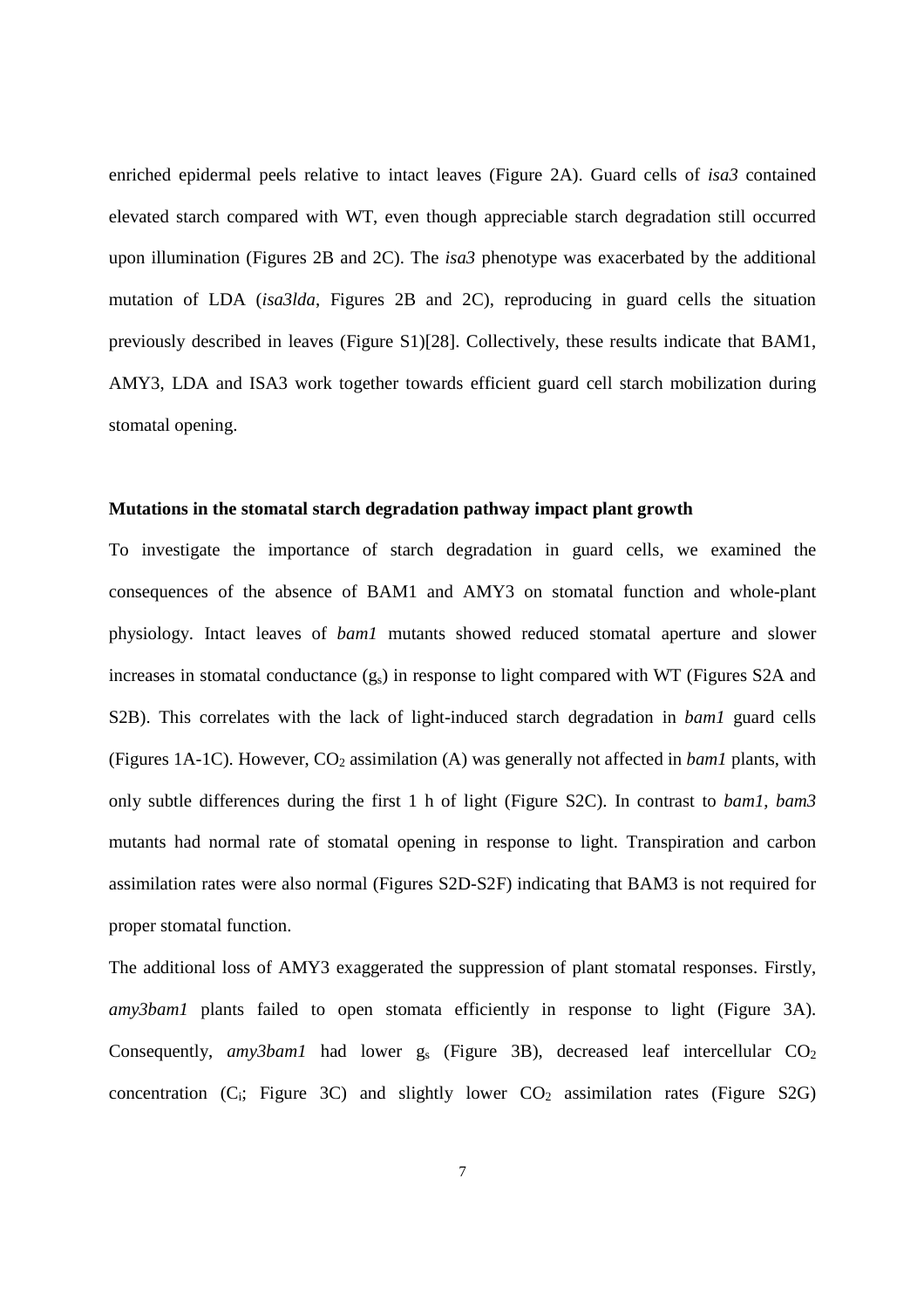enriched epidermal peels relative to intact leaves (Figure 2A). Guard cells of *isa3* contained elevated starch compared with WT, even though appreciable starch degradation still occurred upon illumination (Figures 2B and 2C). The *isa3* phenotype was exacerbated by the additional mutation of LDA (*isa3lda*, Figures 2B and 2C), reproducing in guard cells the situation previously described in leaves (Figure S1)[28]. Collectively, these results indicate that BAM1, AMY3, LDA and ISA3 work together towards efficient guard cell starch mobilization during stomatal opening.

**Mutations in the stomatal starch degradation pathway impact plant growth**

To investigate the importance of starch degradation in guard cells, we examined the consequences of the absence of BAM1 and AMY3 on stomatal function and whole-plant physiology. Intact leaves of *bam1* mutants showed reduced stomatal aperture and slower increases in stomatal conductance ($g_s$) in response to light compared with WT (Figures S2A and S2B). This correlates with the lack of light-induced starch degradation in *bam1* guard cells (Figures 1A-1C). However, $CO_2$ assimilation (A) was generally not affected in *bam1* plants, with only subtle differences during the first 1 h of light (Figure S2C). In contrast to *bam1*, *bam3* mutants had normal rate of stomatal opening in response to light. Transpiration and carbon assimilation rates were also normal (Figures S2D-S2F) indicating that BAM3 is not required for proper stomatal function.

The additional loss of AMY3 exaggerated the suppression of plant stomatal responses. Firstly, *amy3bam1* plants failed to open stomata efficiently in response to light (Figure 3A). Consequently, *amy3bam1* had lower $g_s$ (Figure 3B), decreased leaf intercellular $CO_2$ concentration ($C_i$; Figure 3C) and slightly lower $CO_2$ assimilation rates (Figure S2G)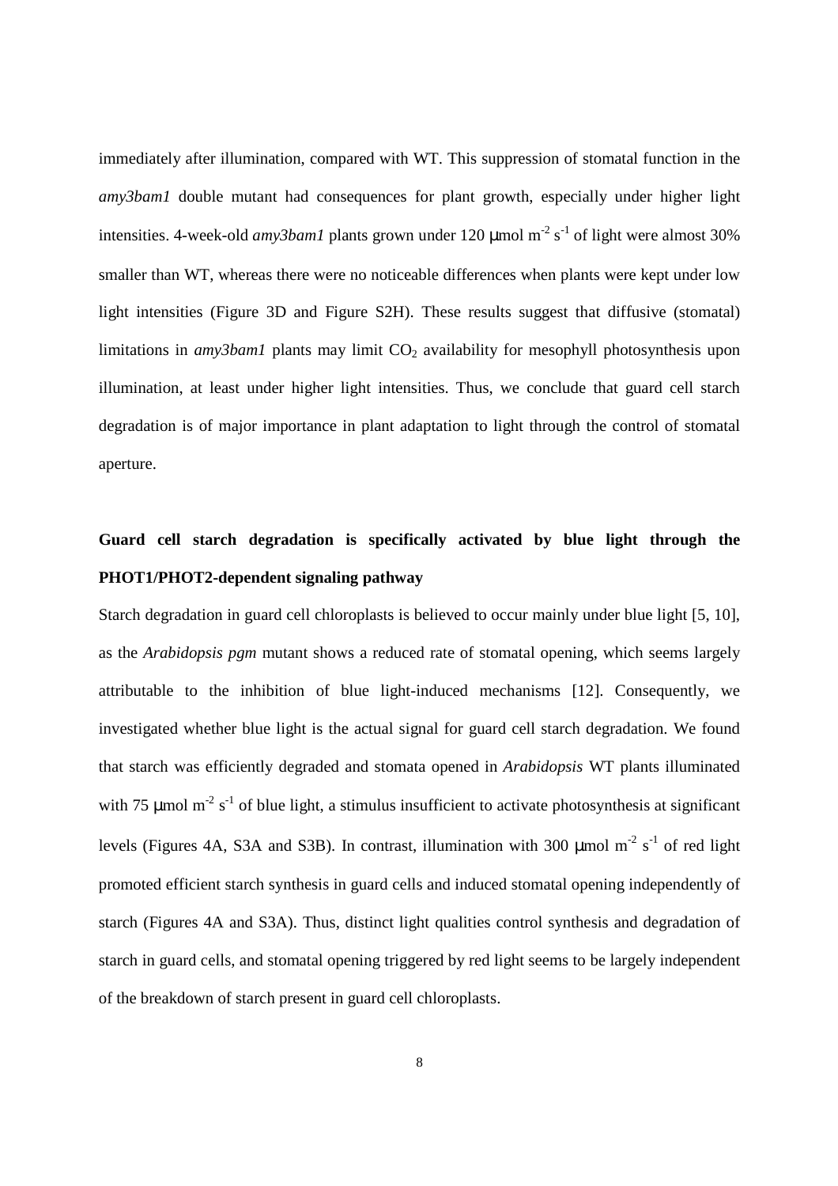immediately after illumination, compared with WT. This suppression of stomatal function in the *amy3bam1* double mutant had consequences for plant growth, especially under higher light intensities. 4-week-old *amy3bam1* plants grown under 120 μmol $m^{-2}$ $s^{-1}$ of light were almost 30% smaller than WT, whereas there were no noticeable differences when plants were kept under low light intensities (Figure 3D and Figure S2H). These results suggest that diffusive (stomatal) limitations in *amy3bam1* plants may limit $CO_2$ availability for mesophyll photosynthesis upon illumination, at least under higher light intensities. Thus, we conclude that guard cell starch degradation is of major importance in plant adaptation to light through the control of stomatal aperture.

**Guard cell starch degradation is specifically activated by blue light through the PHOT1/PHOT2-dependent signaling pathway**

Starch degradation in guard cell chloroplasts is believed to occur mainly under blue light [5, 10], as the *Arabidopsis pgm* mutant shows a reduced rate of stomatal opening, which seems largely attributable to the inhibition of blue light-induced mechanisms [12]. Consequently, we investigated whether blue light is the actual signal for guard cell starch degradation. We found that starch was efficiently degraded and stomata opened in *Arabidopsis* WT plants illuminated with 75 μmol $m^{-2}$ $s^{-1}$ of blue light, a stimulus insufficient to activate photosynthesis at significant levels (Figures 4A, S3A and S3B). In contrast, illumination with 300 μmol $m^{-2}$ $s^{-1}$ of red light promoted efficient starch synthesis in guard cells and induced stomatal opening independently of starch (Figures 4A and S3A). Thus, distinct light qualities control synthesis and degradation of starch in guard cells, and stomatal opening triggered by red light seems to be largely independent of the breakdown of starch present in guard cell chloroplasts.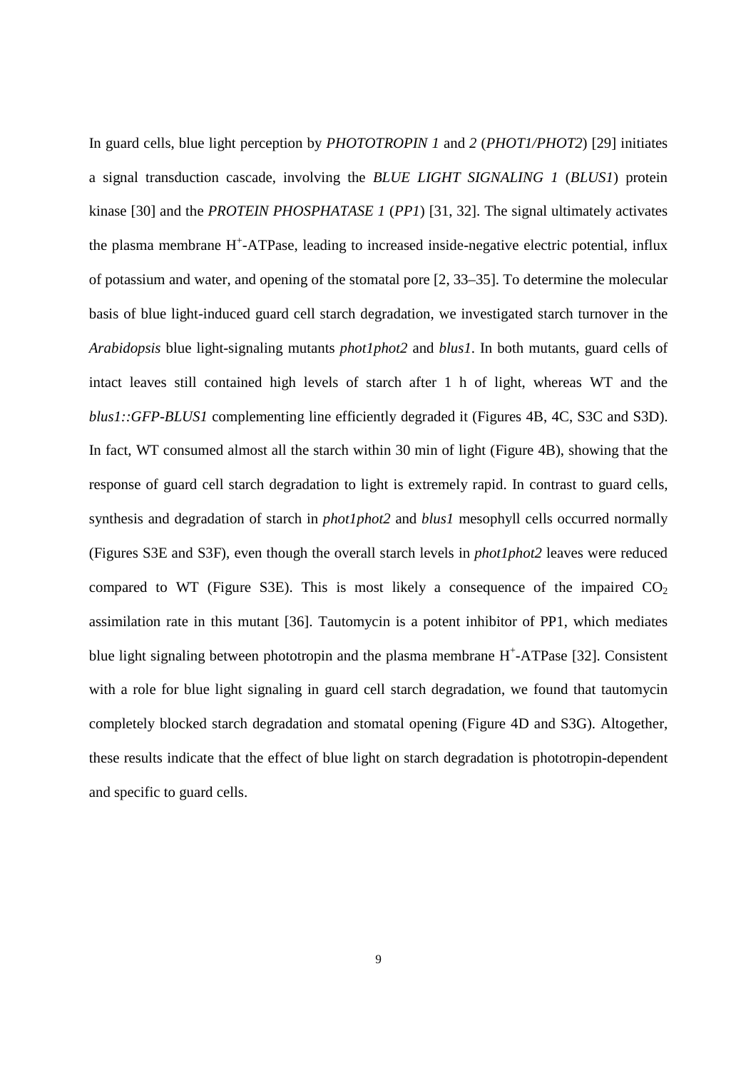In guard cells, blue light perception by *PHOTOTROPIN 1* and *2* (*PHOT1/PHOT2*) [29] initiates a signal transduction cascade, involving the *BLUE LIGHT SIGNALING 1* (*BLUS1*) protein kinase [30] and the *PROTEIN PHOSPHATASE 1* (*PP1*) [31, 32]. The signal ultimately activates the plasma membrane $H^+$-ATPase, leading to increased inside-negative electric potential, influx of potassium and water, and opening of the stomatal pore [2, 33–35]. To determine the molecular basis of blue light-induced guard cell starch degradation, we investigated starch turnover in the *Arabidopsis* blue light-signaling mutants *phot1phot2* and *blus1*. In both mutants, guard cells of intact leaves still contained high levels of starch after 1 h of light, whereas WT and the *blus1::GFP-BLUS1* complementing line efficiently degraded it (Figures 4B, 4C, S3C and S3D). In fact, WT consumed almost all the starch within 30 min of light (Figure 4B), showing that the response of guard cell starch degradation to light is extremely rapid. In contrast to guard cells, synthesis and degradation of starch in *phot1phot2* and *blus1* mesophyll cells occurred normally (Figures S3E and S3F), even though the overall starch levels in *phot1phot2* leaves were reduced compared to WT (Figure S3E). This is most likely a consequence of the impaired $CO_2$ assimilation rate in this mutant [36]. Tautomycin is a potent inhibitor of PP1, which mediates blue light signaling between phototropin and the plasma membrane $H^+$-ATPase [32]. Consistent with a role for blue light signaling in guard cell starch degradation, we found that tautomycin completely blocked starch degradation and stomatal opening (Figure 4D and S3G). Altogether, these results indicate that the effect of blue light on starch degradation is phototropin-dependent and specific to guard cells.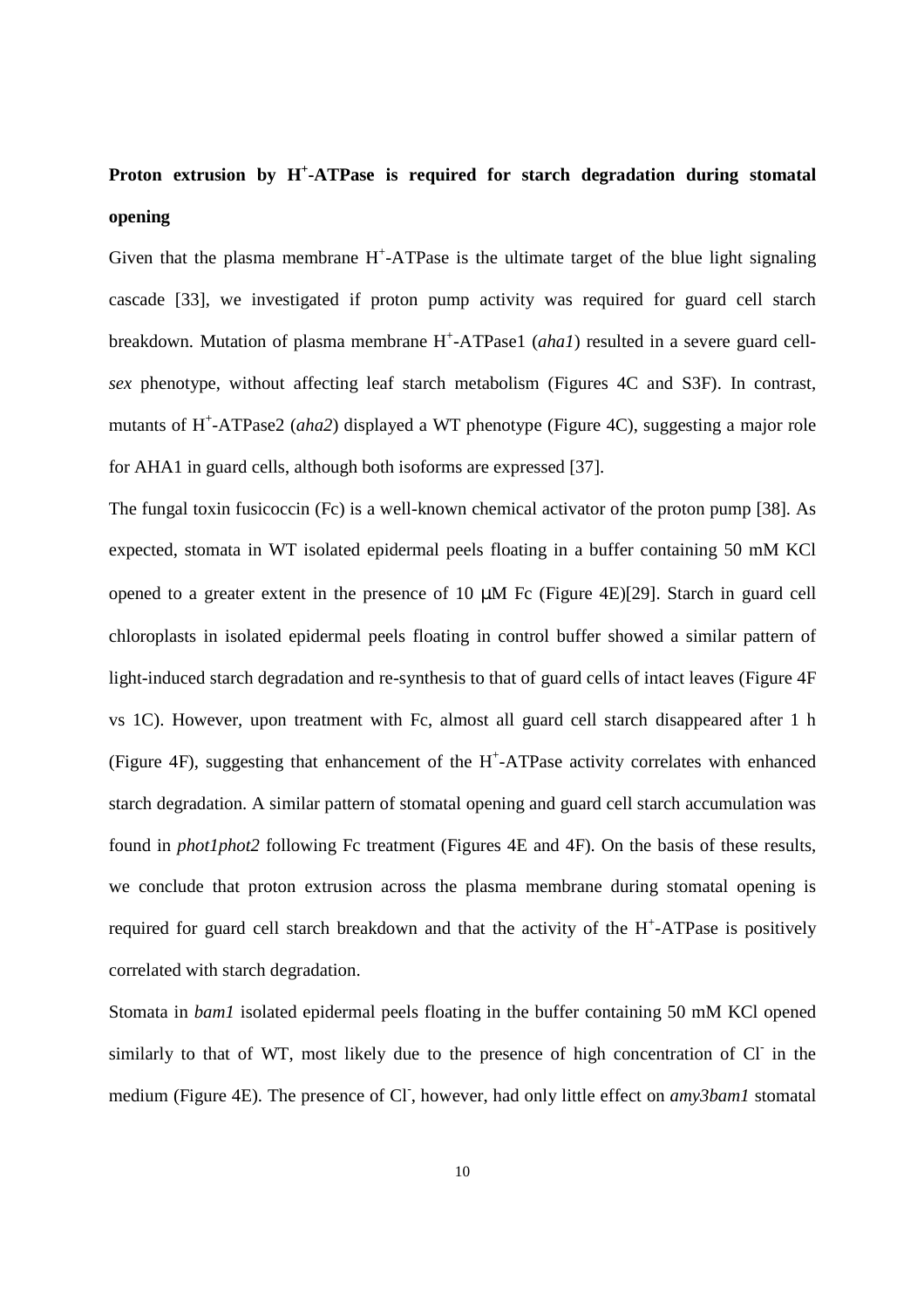## Proton extrusion by $H^+$-ATPase is required for starch degradation during stomatal opening

Given that the plasma membrane $H^+$-ATPase is the ultimate target of the blue light signaling cascade [33], we investigated if proton pump activity was required for guard cell starch breakdown. Mutation of plasma membrane $H^+$-ATPase1 (*aha1*) resulted in a severe guard cell-*sex* phenotype, without affecting leaf starch metabolism (Figures 4C and S3F). In contrast, mutants of $H^+$-ATPase2 (*aha2*) displayed a WT phenotype (Figure 4C), suggesting a major role for AHA1 in guard cells, although both isoforms are expressed [37].

The fungal toxin fusicoccin (Fc) is a well-known chemical activator of the proton pump [38]. As expected, stomata in WT isolated epidermal peels floating in a buffer containing 50 mM KCl opened to a greater extent in the presence of 10 μM Fc (Figure 4E)[29]. Starch in guard cell chloroplasts in isolated epidermal peels floating in control buffer showed a similar pattern of light-induced starch degradation and re-synthesis to that of guard cells of intact leaves (Figure 4F vs 1C). However, upon treatment with Fc, almost all guard cell starch disappeared after 1 h (Figure 4F), suggesting that enhancement of the $H^+$-ATPase activity correlates with enhanced starch degradation. A similar pattern of stomatal opening and guard cell starch accumulation was found in *phot1phot2* following Fc treatment (Figures 4E and 4F). On the basis of these results, we conclude that proton extrusion across the plasma membrane during stomatal opening is required for guard cell starch breakdown and that the activity of the $H^+$-ATPase is positively correlated with starch degradation.

Stomata in *bam1* isolated epidermal peels floating in the buffer containing 50 mM KCl opened similarly to that of WT, most likely due to the presence of high concentration of $Cl^-$ in the medium (Figure 4E). The presence of $Cl^-$, however, had only little effect on *amy3bam1* stomatal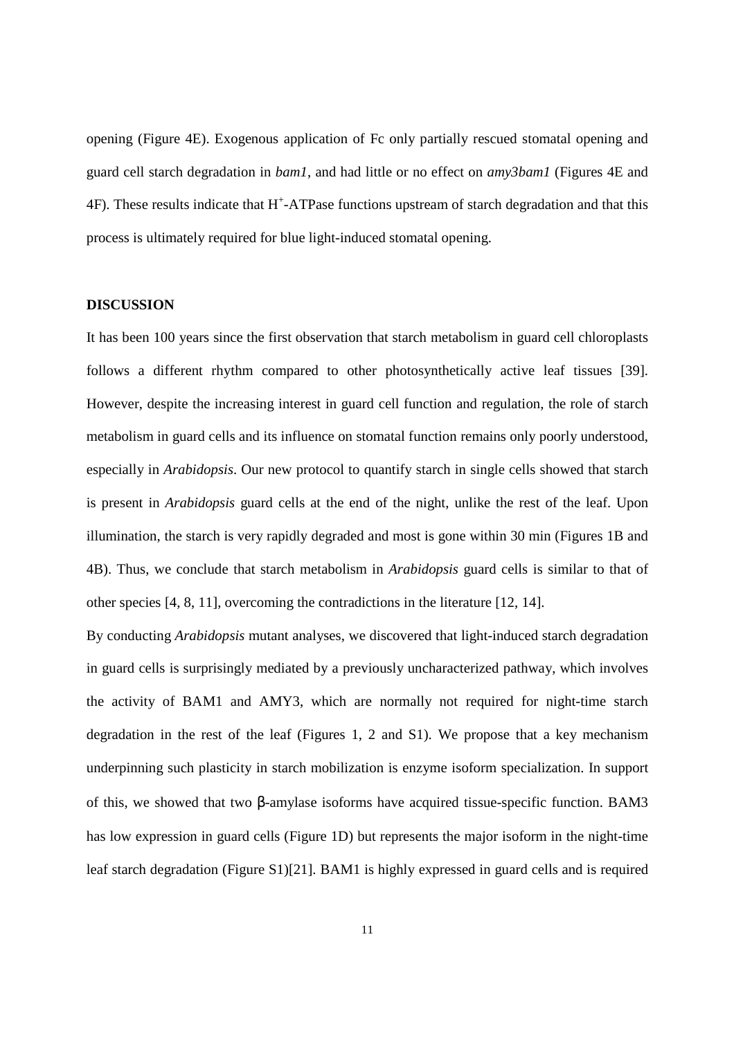opening (Figure 4E). Exogenous application of Fc only partially rescued stomatal opening and guard cell starch degradation in *bam1*, and had little or no effect on *amy3bam1* (Figures 4E and 4F). These results indicate that $H^+$-ATPase functions upstream of starch degradation and that this process is ultimately required for blue light-induced stomatal opening.

## DISCUSSION

It has been 100 years since the first observation that starch metabolism in guard cell chloroplasts follows a different rhythm compared to other photosynthetically active leaf tissues [39]. However, despite the increasing interest in guard cell function and regulation, the role of starch metabolism in guard cells and its influence on stomatal function remains only poorly understood, especially in *Arabidopsis*. Our new protocol to quantify starch in single cells showed that starch is present in *Arabidopsis* guard cells at the end of the night, unlike the rest of the leaf. Upon illumination, the starch is very rapidly degraded and most is gone within 30 min (Figures 1B and 4B). Thus, we conclude that starch metabolism in *Arabidopsis* guard cells is similar to that of other species [4, 8, 11], overcoming the contradictions in the literature [12, 14].

By conducting *Arabidopsis* mutant analyses, we discovered that light-induced starch degradation in guard cells is surprisingly mediated by a previously uncharacterized pathway, which involves the activity of BAM1 and AMY3, which are normally not required for night-time starch degradation in the rest of the leaf (Figures 1, 2 and S1). We propose that a key mechanism underpinning such plasticity in starch mobilization is enzyme isoform specialization. In support of this, we showed that two β-amylase isoforms have acquired tissue-specific function. BAM3 has low expression in guard cells (Figure 1D) but represents the major isoform in the night-time leaf starch degradation (Figure S1)[21]. BAM1 is highly expressed in guard cells and is required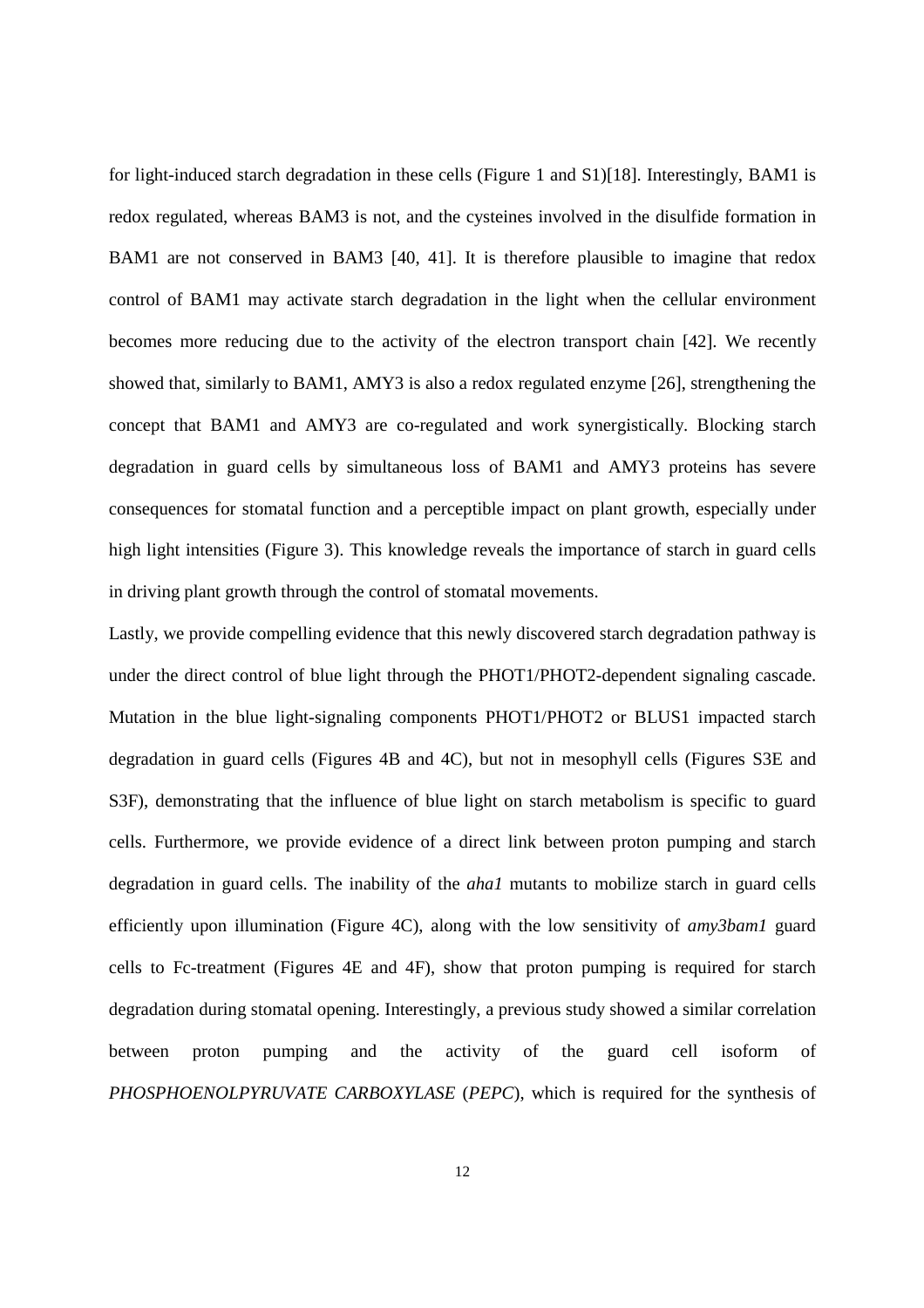for light-induced starch degradation in these cells (Figure 1 and S1)[18]. Interestingly, BAM1 is redox regulated, whereas BAM3 is not, and the cysteines involved in the disulfide formation in BAM1 are not conserved in BAM3 [40, 41]. It is therefore plausible to imagine that redox control of BAM1 may activate starch degradation in the light when the cellular environment becomes more reducing due to the activity of the electron transport chain [42]. We recently showed that, similarly to BAM1, AMY3 is also a redox regulated enzyme [26], strengthening the concept that BAM1 and AMY3 are co-regulated and work synergistically. Blocking starch degradation in guard cells by simultaneous loss of BAM1 and AMY3 proteins has severe consequences for stomatal function and a perceptible impact on plant growth, especially under high light intensities (Figure 3). This knowledge reveals the importance of starch in guard cells in driving plant growth through the control of stomatal movements.

Lastly, we provide compelling evidence that this newly discovered starch degradation pathway is under the direct control of blue light through the PHOT1/PHOT2-dependent signaling cascade. Mutation in the blue light-signaling components PHOT1/PHOT2 or BLUS1 impacted starch degradation in guard cells (Figures 4B and 4C), but not in mesophyll cells (Figures S3E and S3F), demonstrating that the influence of blue light on starch metabolism is specific to guard cells. Furthermore, we provide evidence of a direct link between proton pumping and starch degradation in guard cells. The inability of the *aha1* mutants to mobilize starch in guard cells efficiently upon illumination (Figure 4C), along with the low sensitivity of *amy3bam1* guard cells to Fc-treatment (Figures 4E and 4F), show that proton pumping is required for starch degradation during stomatal opening. Interestingly, a previous study showed a similar correlation between proton pumping and the activity of the guard cell isoform of *PHOSPHOENOLPYRUVATE CARBOXYLASE* (*PEPC*), which is required for the synthesis of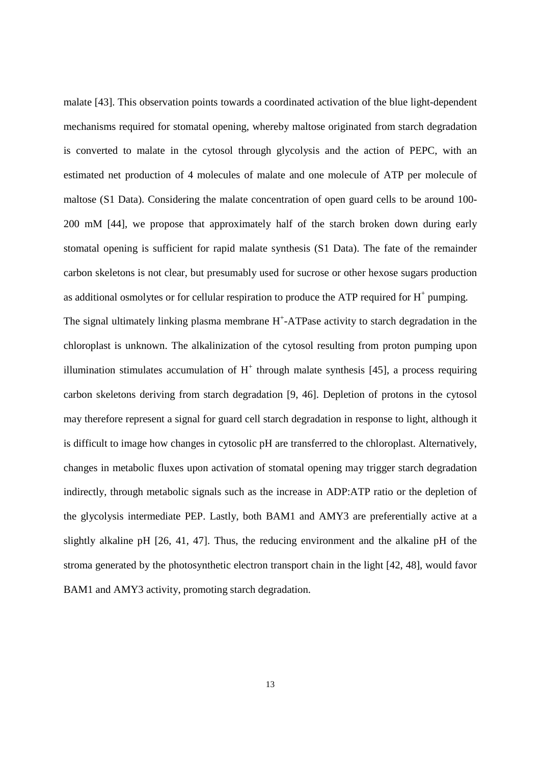malate [43]. This observation points towards a coordinated activation of the blue light-dependent mechanisms required for stomatal opening, whereby maltose originated from starch degradation is converted to malate in the cytosol through glycolysis and the action of PEPC, with an estimated net production of 4 molecules of malate and one molecule of ATP per molecule of maltose (S1 Data). Considering the malate concentration of open guard cells to be around 100-200 mM [44], we propose that approximately half of the starch broken down during early stomatal opening is sufficient for rapid malate synthesis (S1 Data). The fate of the remainder carbon skeletons is not clear, but presumably used for sucrose or other hexose sugars production as additional osmolytes or for cellular respiration to produce the ATP required for $H^+$ pumping.

The signal ultimately linking plasma membrane $H^+$-ATPase activity to starch degradation in the chloroplast is unknown. The alkalinization of the cytosol resulting from proton pumping upon illumination stimulates accumulation of $H^+$ through malate synthesis [45], a process requiring carbon skeletons deriving from starch degradation [9, 46]. Depletion of protons in the cytosol may therefore represent a signal for guard cell starch degradation in response to light, although it is difficult to image how changes in cytosolic pH are transferred to the chloroplast. Alternatively, changes in metabolic fluxes upon activation of stomatal opening may trigger starch degradation indirectly, through metabolic signals such as the increase in ADP:ATP ratio or the depletion of the glycolysis intermediate PEP. Lastly, both BAM1 and AMY3 are preferentially active at a slightly alkaline pH [26, 41, 47]. Thus, the reducing environment and the alkaline pH of the stroma generated by the photosynthetic electron transport chain in the light [42, 48], would favor BAM1 and AMY3 activity, promoting starch degradation.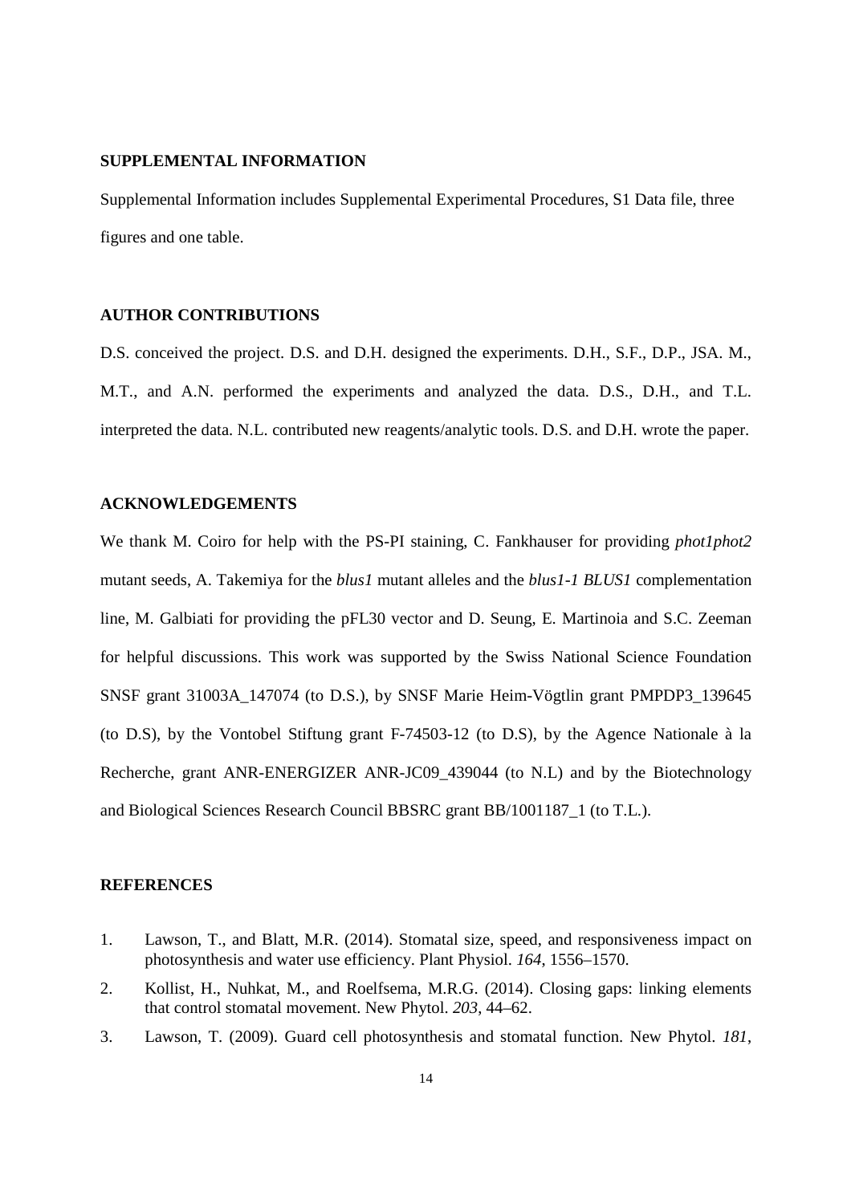## SUPPLEMENTAL INFORMATION

Supplemental Information includes Supplemental Experimental Procedures, S1 Data file, three figures and one table.

## AUTHOR CONTRIBUTIONS

D.S. conceived the project. D.S. and D.H. designed the experiments. D.H., S.F., D.P., JSA. M., M.T., and A.N. performed the experiments and analyzed the data. D.S., D.H., and T.L. interpreted the data. N.L. contributed new reagents/analytic tools. D.S. and D.H. wrote the paper.

## ACKNOWLEDGEMENTS

We thank M. Coiro for help with the PS-PI staining, C. Fankhauser for providing *phot1phot2* mutant seeds, A. Takemiya for the *blus1* mutant alleles and the *blus1-1 BLUS1* complementation line, M. Galbiati for providing the pFL30 vector and D. Seung, E. Martinoia and S.C. Zeeman for helpful discussions. This work was supported by the Swiss National Science Foundation SNSF grant 31003A_147074 (to D.S.), by SNSF Marie Heim-Vögtlin grant PMPDP3_139645 (to D.S), by the Vontobel Stiftung grant F-74503-12 (to D.S), by the Agence Nationale à la Recherche, grant ANR-ENERGIZER ANR-JC09_439044 (to N.L) and by the Biotechnology and Biological Sciences Research Council BBSRC grant BB/1001187_1 (to T.L.).

## REFERENCES

1. Lawson, T., and Blatt, M.R. (2014). Stomatal size, speed, and responsiveness impact on photosynthesis and water use efficiency. Plant Physiol. *164*, 1556–1570.
2. Kollist, H., Nuhkat, M., and Roelfsema, M.R.G. (2014). Closing gaps: linking elements that control stomatal movement. New Phytol. *203*, 44–62.
3. Lawson, T. (2009). Guard cell photosynthesis and stomatal function. New Phytol. *181*,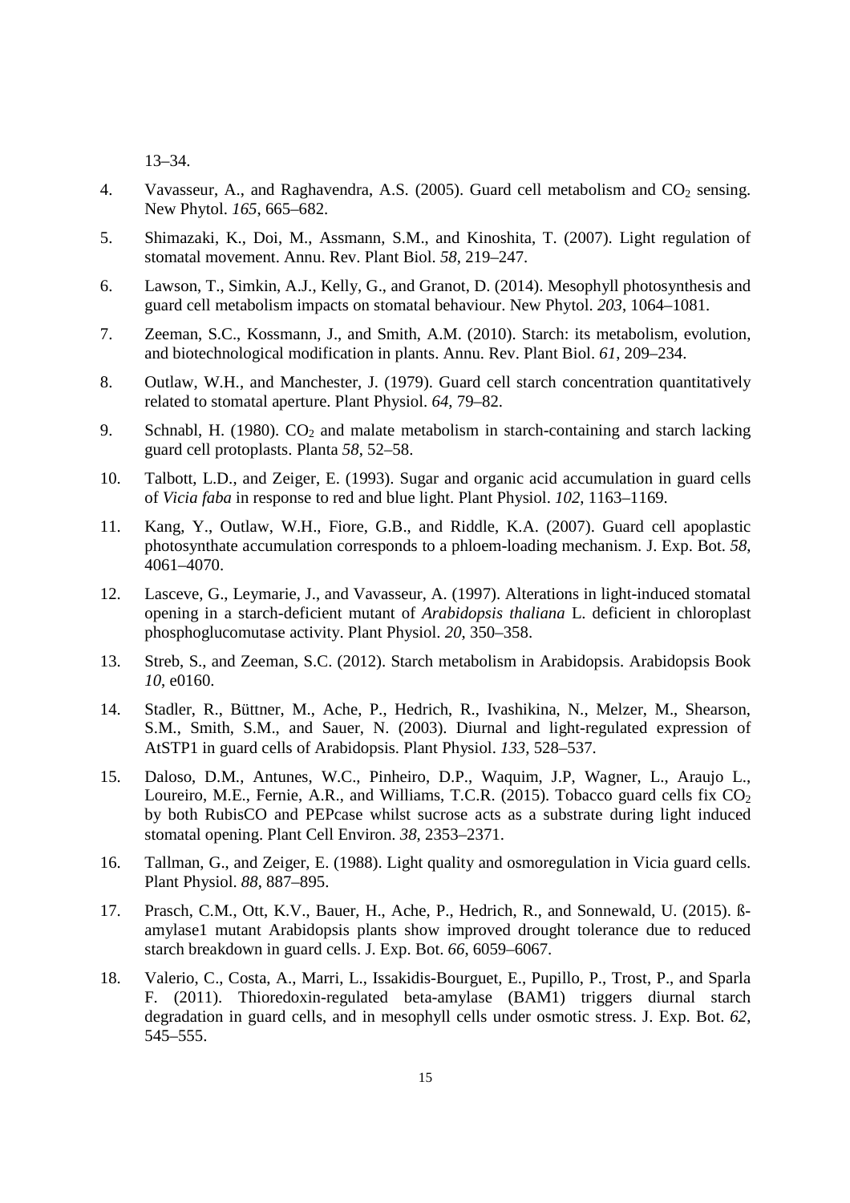13–34.

4. Vavasseur, A., and Raghavendra, A.S. (2005). Guard cell metabolism and $CO_2$ sensing. New Phytol. *165*, 665–682.

5. Shimazaki, K., Doi, M., Assmann, S.M., and Kinoshita, T. (2007). Light regulation of stomatal movement. Annu. Rev. Plant Biol. *58*, 219–247.

6. Lawson, T., Simkin, A.J., Kelly, G., and Granot, D. (2014). Mesophyll photosynthesis and guard cell metabolism impacts on stomatal behaviour. New Phytol. *203*, 1064–1081.

7. Zeeman, S.C., Kossmann, J., and Smith, A.M. (2010). Starch: its metabolism, evolution, and biotechnological modification in plants. Annu. Rev. Plant Biol. *61*, 209–234.

8. Outlaw, W.H., and Manchester, J. (1979). Guard cell starch concentration quantitatively related to stomatal aperture. Plant Physiol. *64*, 79–82.

9. Schnabl, H. (1980). $CO_2$ and malate metabolism in starch-containing and starch lacking guard cell protoplasts. Planta *58*, 52–58.

10. Talbott, L.D., and Zeiger, E. (1993). Sugar and organic acid accumulation in guard cells of *Vicia faba* in response to red and blue light. Plant Physiol. *102*, 1163–1169.

11. Kang, Y., Outlaw, W.H., Fiore, G.B., and Riddle, K.A. (2007). Guard cell apoplastic photosynthate accumulation corresponds to a phloem-loading mechanism. J. Exp. Bot. *58*, 4061–4070.

12. Lasceve, G., Leymarie, J., and Vavasseur, A. (1997). Alterations in light-induced stomatal opening in a starch-deficient mutant of *Arabidopsis thaliana* L. deficient in chloroplast phosphoglucomutase activity. Plant Physiol. *20*, 350–358.

13. Streb, S., and Zeeman, S.C. (2012). Starch metabolism in Arabidopsis. Arabidopsis Book *10*, e0160.

14. Stadler, R., Büttner, M., Ache, P., Hedrich, R., Ivashikina, N., Melzer, M., Shearson, S.M., Smith, S.M., and Sauer, N. (2003). Diurnal and light-regulated expression of AtSTP1 in guard cells of Arabidopsis. Plant Physiol. *133*, 528–537.

15. Daloso, D.M., Antunes, W.C., Pinheiro, D.P., Waquim, J.P, Wagner, L., Araujo L., Loureiro, M.E., Fernie, A.R., and Williams, T.C.R. (2015). Tobacco guard cells fix $CO_2$ by both RubisCO and PEPcase whilst sucrose acts as a substrate during light induced stomatal opening. Plant Cell Environ. *38*, 2353–2371.

16. Tallman, G., and Zeiger, E. (1988). Light quality and osmoregulation in Vicia guard cells. Plant Physiol. *88*, 887–895.

17. Prasch, C.M., Ott, K.V., Bauer, H., Ache, P., Hedrich, R., and Sonnewald, U. (2015). ß-amylase1 mutant Arabidopsis plants show improved drought tolerance due to reduced starch breakdown in guard cells. J. Exp. Bot. *66*, 6059–6067.

18. Valerio, C., Costa, A., Marri, L., Issakidis-Bourguet, E., Pupillo, P., Trost, P., and Sparla F. (2011). Thioredoxin-regulated beta-amylase (BAM1) triggers diurnal starch degradation in guard cells, and in mesophyll cells under osmotic stress. J. Exp. Bot. *62*, 545–555.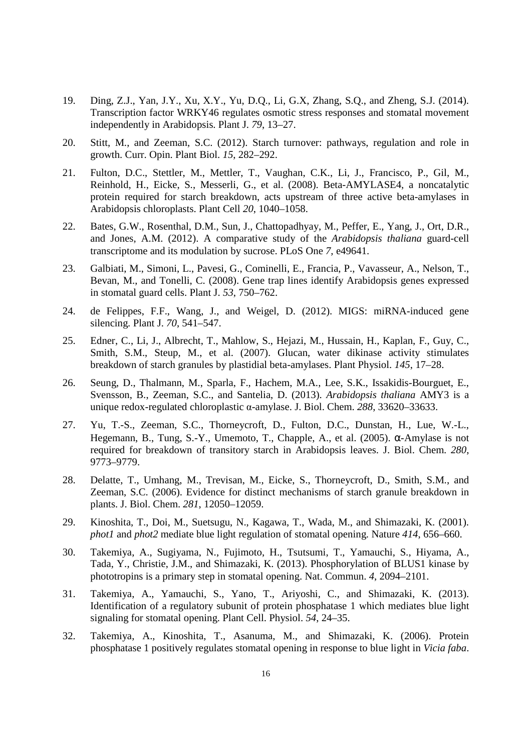19. Ding, Z.J., Yan, J.Y., Xu, X.Y., Yu, D.Q., Li, G.X, Zhang, S.Q., and Zheng, S.J. (2014). Transcription factor WRKY46 regulates osmotic stress responses and stomatal movement independently in Arabidopsis. Plant J. *79*, 13–27.

20. Stitt, M., and Zeeman, S.C. (2012). Starch turnover: pathways, regulation and role in growth. Curr. Opin. Plant Biol. *15*, 282–292.

21. Fulton, D.C., Stettler, M., Mettler, T., Vaughan, C.K., Li, J., Francisco, P., Gil, M., Reinhold, H., Eicke, S., Messerli, G., et al. (2008). Beta-AMYLASE4, a noncatalytic protein required for starch breakdown, acts upstream of three active beta-amylases in Arabidopsis chloroplasts. Plant Cell *20*, 1040–1058.

22. Bates, G.W., Rosenthal, D.M., Sun, J., Chattopadhyay, M., Peffer, E., Yang, J., Ort, D.R., and Jones, A.M. (2012). A comparative study of the *Arabidopsis thaliana* guard-cell transcriptome and its modulation by sucrose. PLoS One *7*, e49641.

23. Galbiati, M., Simoni, L., Pavesi, G., Cominelli, E., Francia, P., Vavasseur, A., Nelson, T., Bevan, M., and Tonelli, C. (2008). Gene trap lines identify Arabidopsis genes expressed in stomatal guard cells. Plant J. *53*, 750–762.

24. de Felippes, F.F., Wang, J., and Weigel, D. (2012). MIGS: miRNA-induced gene silencing. Plant J. *70*, 541–547.

25. Edner, C., Li, J., Albrecht, T., Mahlow, S., Hejazi, M., Hussain, H., Kaplan, F., Guy, C., Smith, S.M., Steup, M., et al. (2007). Glucan, water dikinase activity stimulates breakdown of starch granules by plastidial beta-amylases. Plant Physiol. *145*, 17–28.

26. Seung, D., Thalmann, M., Sparla, F., Hachem, M.A., Lee, S.K., Issakidis-Bourguet, E., Svensson, B., Zeeman, S.C., and Santelia, D. (2013). *Arabidopsis thaliana* AMY3 is a unique redox-regulated chloroplastic α-amylase. J. Biol. Chem. *288*, 33620–33633.

27. Yu, T.-S., Zeeman, S.C., Thorneycroft, D., Fulton, D.C., Dunstan, H., Lue, W.-L., Hegemann, B., Tung, S.-Y., Umemoto, T., Chapple, A., et al. (2005). α-Amylase is not required for breakdown of transitory starch in Arabidopsis leaves. J. Biol. Chem. *280*, 9773–9779.

28. Delatte, T., Umhang, M., Trevisan, M., Eicke, S., Thorneycroft, D., Smith, S.M., and Zeeman, S.C. (2006). Evidence for distinct mechanisms of starch granule breakdown in plants. J. Biol. Chem. *281*, 12050–12059.

29. Kinoshita, T., Doi, M., Suetsugu, N., Kagawa, T., Wada, M., and Shimazaki, K. (2001). *phot1* and *phot2* mediate blue light regulation of stomatal opening. Nature *414*, 656–660.

30. Takemiya, A., Sugiyama, N., Fujimoto, H., Tsutsumi, T., Yamauchi, S., Hiyama, A., Tada, Y., Christie, J.M., and Shimazaki, K. (2013). Phosphorylation of BLUS1 kinase by phototropins is a primary step in stomatal opening. Nat. Commun. *4*, 2094–2101.

31. Takemiya, A., Yamauchi, S., Yano, T., Ariyoshi, C., and Shimazaki, K. (2013). Identification of a regulatory subunit of protein phosphatase 1 which mediates blue light signaling for stomatal opening. Plant Cell. Physiol. *54*, 24–35.

32. Takemiya, A., Kinoshita, T., Asanuma, M., and Shimazaki, K. (2006). Protein phosphatase 1 positively regulates stomatal opening in response to blue light in *Vicia faba*.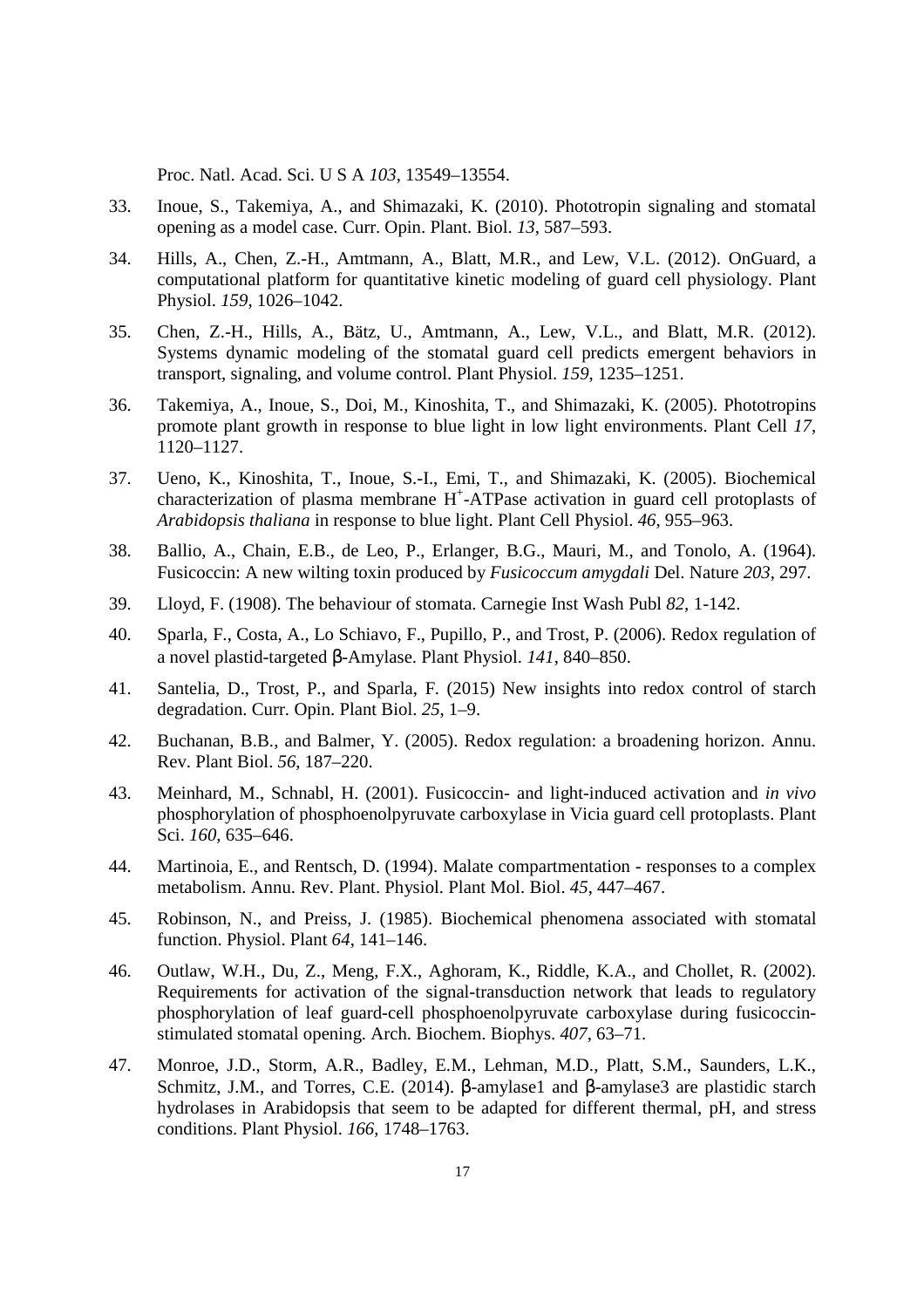Proc. Natl. Acad. Sci. U S A *103*, 13549–13554.

33. Inoue, S., Takemiya, A., and Shimazaki, K. (2010). Phototropin signaling and stomatal opening as a model case. Curr. Opin. Plant. Biol. *13*, 587–593.

34. Hills, A., Chen, Z.-H., Amtmann, A., Blatt, M.R., and Lew, V.L. (2012). OnGuard, a computational platform for quantitative kinetic modeling of guard cell physiology. Plant Physiol. *159*, 1026–1042.

35. Chen, Z.-H., Hills, A., Bätz, U., Amtmann, A., Lew, V.L., and Blatt, M.R. (2012). Systems dynamic modeling of the stomatal guard cell predicts emergent behaviors in transport, signaling, and volume control. Plant Physiol. *159*, 1235–1251.

36. Takemiya, A., Inoue, S., Doi, M., Kinoshita, T., and Shimazaki, K. (2005). Phototropins promote plant growth in response to blue light in low light environments. Plant Cell *17*, 1120–1127.

37. Ueno, K., Kinoshita, T., Inoue, S.-I., Emi, T., and Shimazaki, K. (2005). Biochemical characterization of plasma membrane $H^+$-ATPase activation in guard cell protoplasts of *Arabidopsis thaliana* in response to blue light. Plant Cell Physiol. *46*, 955–963.

38. Ballio, A., Chain, E.B., de Leo, P., Erlanger, B.G., Mauri, M., and Tonolo, A. (1964). Fusicoccin: A new wilting toxin produced by *Fusicoccum amygdali* Del. Nature *203*, 297.

39. Lloyd, F. (1908). The behaviour of stomata. Carnegie Inst Wash Publ *82*, 1-142.

40. Sparla, F., Costa, A., Lo Schiavo, F., Pupillo, P., and Trost, P. (2006). Redox regulation of a novel plastid-targeted β-Amylase. Plant Physiol. *141*, 840–850.

41. Santelia, D., Trost, P., and Sparla, F. (2015) New insights into redox control of starch degradation. Curr. Opin. Plant Biol. *25*, 1–9.

42. Buchanan, B.B., and Balmer, Y. (2005). Redox regulation: a broadening horizon. Annu. Rev. Plant Biol. *56*, 187–220.

43. Meinhard, M., Schnabl, H. (2001). Fusicoccin- and light-induced activation and *in vivo* phosphorylation of phosphoenolpyruvate carboxylase in Vicia guard cell protoplasts. Plant Sci. *160*, 635–646.

44. Martinoia, E., and Rentsch, D. (1994). Malate compartmentation - responses to a complex metabolism. Annu. Rev. Plant. Physiol. Plant Mol. Biol. *45*, 447–467.

45. Robinson, N., and Preiss, J. (1985). Biochemical phenomena associated with stomatal function. Physiol. Plant *64*, 141–146.

46. Outlaw, W.H., Du, Z., Meng, F.X., Aghoram, K., Riddle, K.A., and Chollet, R. (2002). Requirements for activation of the signal-transduction network that leads to regulatory phosphorylation of leaf guard-cell phosphoenolpyruvate carboxylase during fusicoccin-stimulated stomatal opening. Arch. Biochem. Biophys. *407*, 63–71.

47. Monroe, J.D., Storm, A.R., Badley, E.M., Lehman, M.D., Platt, S.M., Saunders, L.K., Schmitz, J.M., and Torres, C.E. (2014). β-amylase1 and β-amylase3 are plastidic starch hydrolases in Arabidopsis that seem to be adapted for different thermal, pH, and stress conditions. Plant Physiol. *166*, 1748–1763.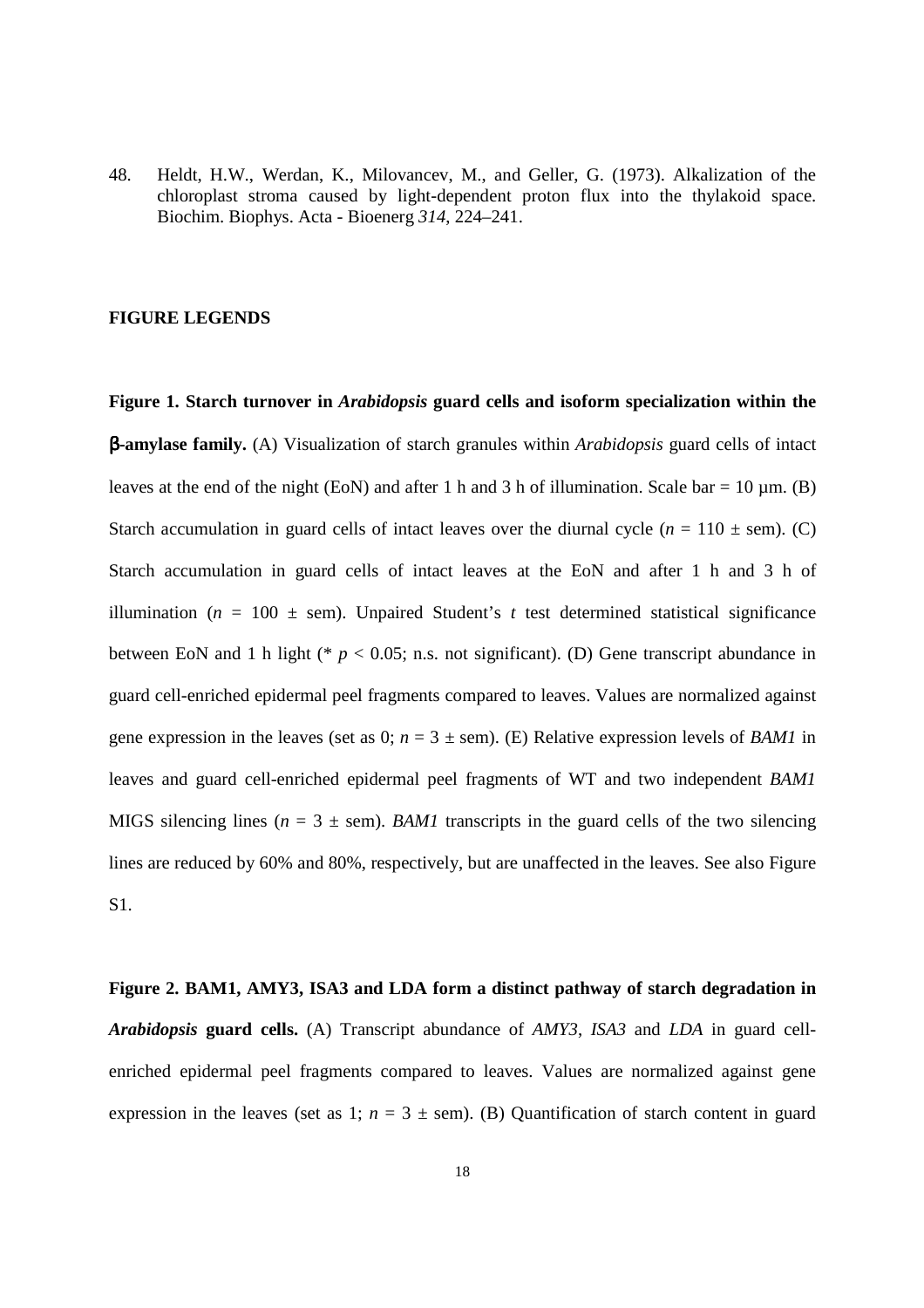48. Heldt, H.W., Werdan, K., Milovancev, M., and Geller, G. (1973). Alkalization of the chloroplast stroma caused by light-dependent proton flux into the thylakoid space. Biochim. Biophys. Acta - Bioenerg *314*, 224–241.

## FIGURE LEGENDS

**Figure 1. Starch turnover in *Arabidopsis* guard cells and isoform specialization within the β-amylase family.** (A) Visualization of starch granules within *Arabidopsis* guard cells of intact leaves at the end of the night (EoN) and after 1 h and 3 h of illumination. Scale bar = 10 µm. (B) Starch accumulation in guard cells of intact leaves over the diurnal cycle ($n$ = 110 ± sem). (C) Starch accumulation in guard cells of intact leaves at the EoN and after 1 h and 3 h of illumination ($n$ = 100 ± sem). Unpaired Student's $t$ test determined statistical significance between EoN and 1 h light (* $p < 0.05$; n.s. not significant). (D) Gene transcript abundance in guard cell-enriched epidermal peel fragments compared to leaves. Values are normalized against gene expression in the leaves (set as 0; $n$ = 3 ± sem). (E) Relative expression levels of *BAM1* in leaves and guard cell-enriched epidermal peel fragments of WT and two independent *BAM1* MIGS silencing lines ($n$ = 3 ± sem). *BAM1* transcripts in the guard cells of the two silencing lines are reduced by 60% and 80%, respectively, but are unaffected in the leaves. See also Figure S1.

**Figure 2. BAM1, AMY3, ISA3 and LDA form a distinct pathway of starch degradation in *Arabidopsis* guard cells.** (A) Transcript abundance of *AMY3*, *ISA3* and *LDA* in guard cell-enriched epidermal peel fragments compared to leaves. Values are normalized against gene expression in the leaves (set as 1; $n$ = 3 ± sem). (B) Quantification of starch content in guard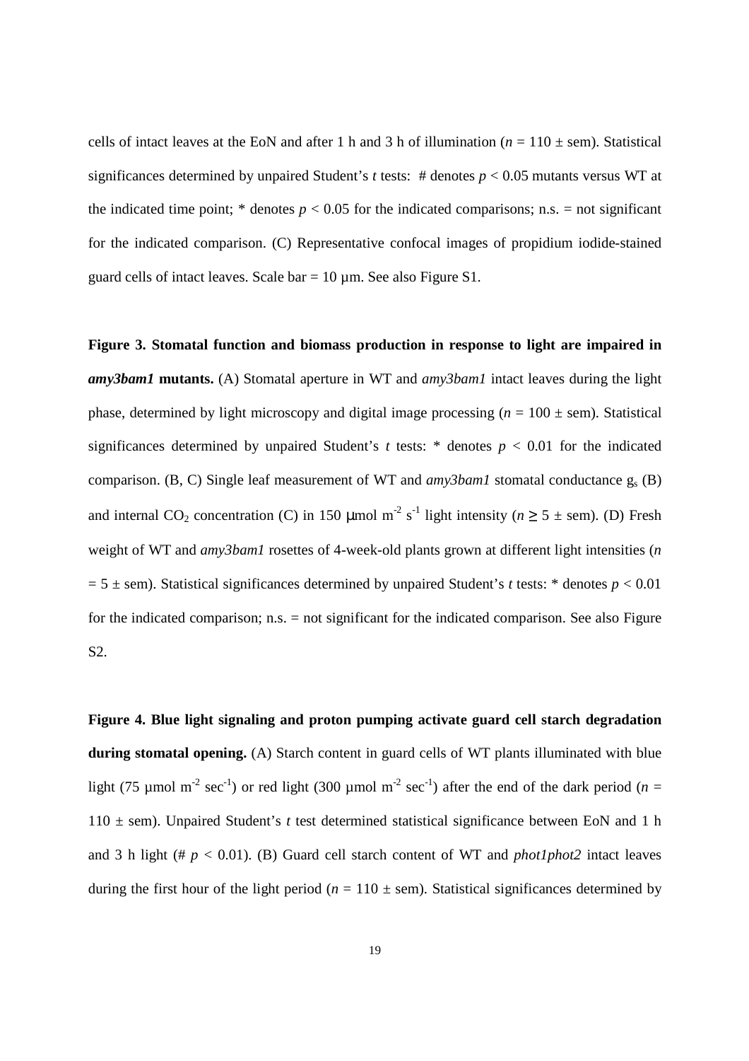cells of intact leaves at the EoN and after 1 h and 3 h of illumination ($n$ = 110 ± sem). Statistical significances determined by unpaired Student's $t$ tests: # denotes $p < 0.05$ mutants versus WT at the indicated time point; * denotes $p < 0.05$ for the indicated comparisons; n.s. = not significant for the indicated comparison. (C) Representative confocal images of propidium iodide-stained guard cells of intact leaves. Scale bar = 10 µm. See also Figure S1.

**Figure 3. Stomatal function and biomass production in response to light are impaired in *amy3bam1* mutants.** (A) Stomatal aperture in WT and *amy3bam1* intact leaves during the light phase, determined by light microscopy and digital image processing ($n$ = 100 ± sem). Statistical significances determined by unpaired Student's $t$ tests: * denotes $p < 0.01$ for the indicated comparison. (B, C) Single leaf measurement of WT and *amy3bam1* stomatal conductance $g_s$ (B) and internal $CO_2$ concentration (C) in 150 µmol $m^{-2}$ $s^{-1}$ light intensity ($n \geq 5$ ± sem). (D) Fresh weight of WT and *amy3bam1* rosettes of 4-week-old plants grown at different light intensities ($n$ = 5 ± sem). Statistical significances determined by unpaired Student's $t$ tests: * denotes $p < 0.01$ for the indicated comparison; n.s. = not significant for the indicated comparison. See also Figure S2.

**Figure 4. Blue light signaling and proton pumping activate guard cell starch degradation during stomatal opening.** (A) Starch content in guard cells of WT plants illuminated with blue light (75 µmol $m^{-2}$ $sec^{-1}$) or red light (300 µmol $m^{-2}$ $sec^{-1}$) after the end of the dark period ($n$ = 110 ± sem). Unpaired Student's $t$ test determined statistical significance between EoN and 1 h and 3 h light (# $p < 0.01$). (B) Guard cell starch content of WT and *phot1phot2* intact leaves during the first hour of the light period ($n$ = 110 ± sem). Statistical significances determined by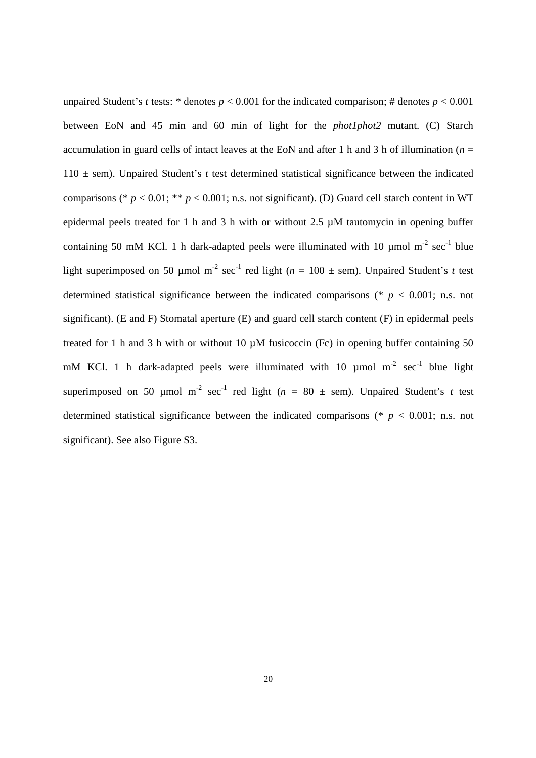unpaired Student's *t* tests: * denotes $p < 0.001$ for the indicated comparison; # denotes $p < 0.001$ between EoN and 45 min and 60 min of light for the *phot1phot2* mutant. (C) Starch accumulation in guard cells of intact leaves at the EoN and after 1 h and 3 h of illumination ($n$ = 110 ± sem). Unpaired Student's *t* test determined statistical significance between the indicated comparisons (* $p < 0.01$; ** $p < 0.001$; n.s. not significant). (D) Guard cell starch content in WT epidermal peels treated for 1 h and 3 h with or without 2.5 µM tautomycin in opening buffer containing 50 mM KCl. 1 h dark-adapted peels were illuminated with 10 µmol $m^{-2}$ $sec^{-1}$ blue light superimposed on 50 µmol $m^{-2}$ $sec^{-1}$ red light ($n$ = 100 ± sem). Unpaired Student's *t* test determined statistical significance between the indicated comparisons (* $p < 0.001$; n.s. not significant). (E and F) Stomatal aperture (E) and guard cell starch content (F) in epidermal peels treated for 1 h and 3 h with or without 10 µM fusicoccin (Fc) in opening buffer containing 50 mM KCl. 1 h dark-adapted peels were illuminated with 10 µmol $m^{-2}$ $sec^{-1}$ blue light superimposed on 50 µmol $m^{-2}$ $sec^{-1}$ red light ($n$ = 80 ± sem). Unpaired Student's *t* test determined statistical significance between the indicated comparisons (* $p < 0.001$; n.s. not significant). See also Figure S3.